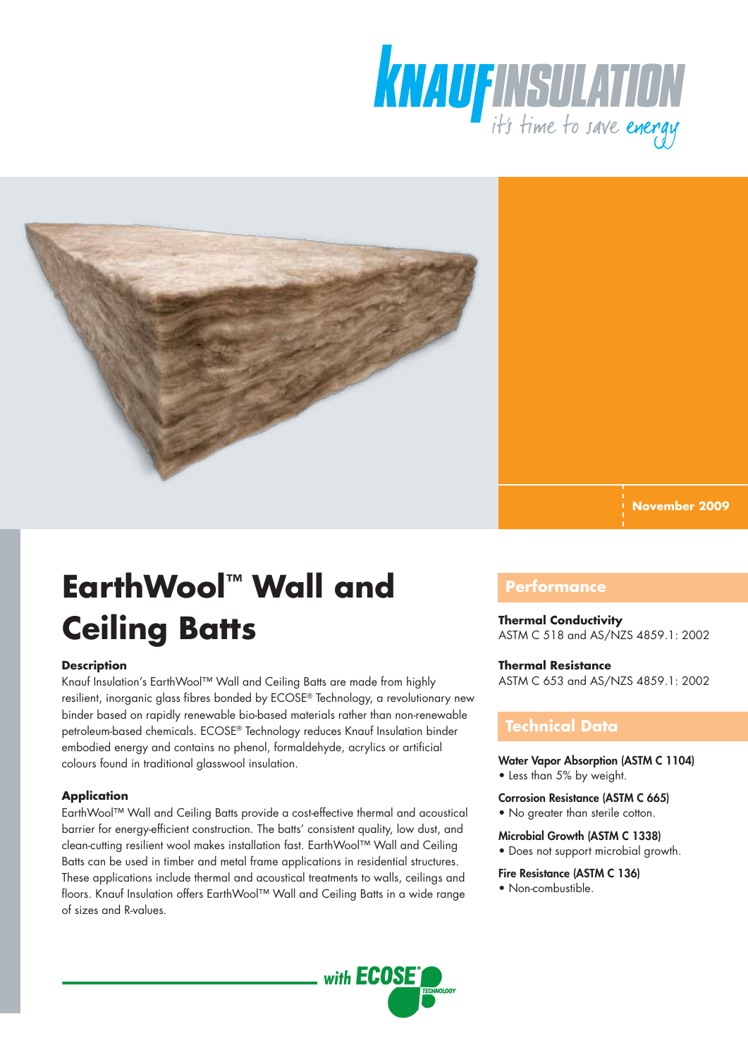KNAUF INSULATION
it's time to save energy

November 2009

# EarthWool™ Wall and Ceiling Batts

### Description

Knauf Insulation's EarthWool™ Wall and Ceiling Batts are made from highly resilient, inorganic glass fibres bonded by ECOSE® Technology, a revolutionary new binder based on rapidly renewable bio-based materials rather than non-renewable petroleum-based chemicals. ECOSE® Technology reduces Knauf Insulation binder embodied energy and contains no phenol, formaldehyde, acrylics or artificial colours found in traditional glasswool insulation.

### Application

EarthWool™ Wall and Ceiling Batts provide a cost-effective thermal and acoustical barrier for energy-efficient construction. The batts' consistent quality, low dust, and clean-cutting resilient wool makes installation fast. EarthWool™ Wall and Ceiling Batts can be used in timber and metal frame applications in residential structures. These applications include thermal and acoustical treatments to walls, ceilings and floors. Knauf Insulation offers EarthWool™ Wall and Ceiling Batts in a wide range of sizes and R-values.

with ECOSE® TECHNOLOGY

## Performance

**Thermal Conductivity**
ASTM C 518 and AS/NZS 4859.1: 2002

**Thermal Resistance**
ASTM C 653 and AS/NZS 4859.1: 2002

## Technical Data

**Water Vapor Absorption (ASTM C 1104)**
- Less than 5% by weight.

**Corrosion Resistance (ASTM C 665)**
- No greater than sterile cotton.

**Microbial Growth (ASTM C 1338)**
- Does not support microbial growth.

**Fire Resistance (ASTM C 136)**
- Non-combustible.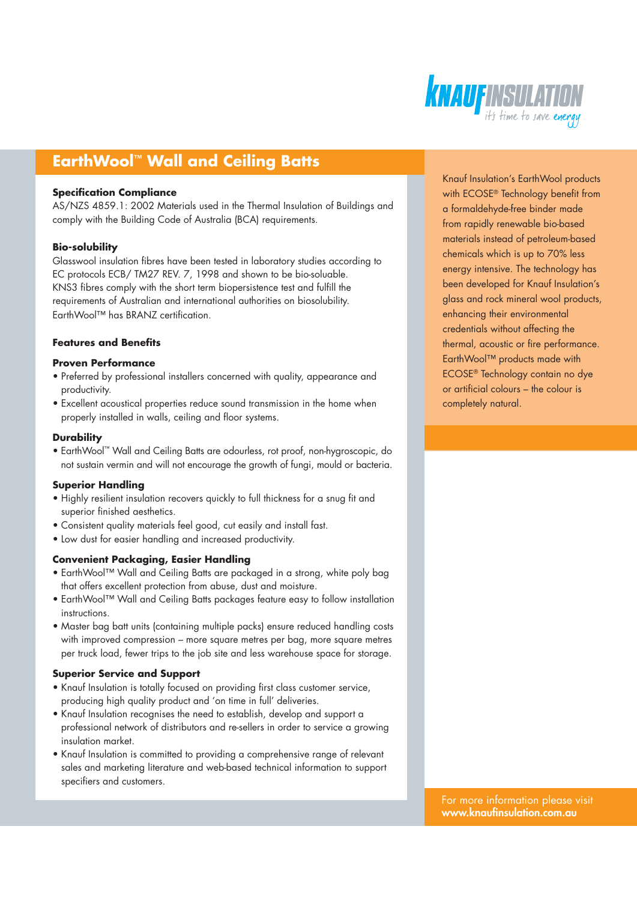# EarthWool™ Wall and Ceiling Batts

**Specification Compliance**

AS/NZS 4859.1: 2002 Materials used in the Thermal Insulation of Buildings and comply with the Building Code of Australia (BCA) requirements.

**Bio-solubility**

Glasswool insulation fibres have been tested in laboratory studies according to EC protocols ECB/ TM27 REV. 7, 1998 and shown to be bio-soluable. KNS3 fibres comply with the short term biopersistence test and fulfill the requirements of Australian and international authorities on biosolubility. EarthWool™ has BRANZ certification.

## Features and Benefits

### Proven Performance

- Preferred by professional installers concerned with quality, appearance and productivity.
- Excellent acoustical properties reduce sound transmission in the home when properly installed in walls, ceiling and floor systems.

### Durability

- EarthWool™ Wall and Ceiling Batts are odourless, rot proof, non-hygroscopic, do not sustain vermin and will not encourage the growth of fungi, mould or bacteria.

### Superior Handling

- Highly resilient insulation recovers quickly to full thickness for a snug fit and superior finished aesthetics.
- Consistent quality materials feel good, cut easily and install fast.
- Low dust for easier handling and increased productivity.

### Convenient Packaging, Easier Handling

- EarthWool™ Wall and Ceiling Batts are packaged in a strong, white poly bag that offers excellent protection from abuse, dust and moisture.
- EarthWool™ Wall and Ceiling Batts packages feature easy to follow installation instructions.
- Master bag batt units (containing multiple packs) ensure reduced handling costs with improved compression – more square metres per bag, more square metres per truck load, fewer trips to the job site and less warehouse space for storage.

### Superior Service and Support

- Knauf Insulation is totally focused on providing first class customer service, producing high quality product and 'on time in full' deliveries.
- Knauf Insulation recognises the need to establish, develop and support a professional network of distributors and re-sellers in order to service a growing insulation market.
- Knauf Insulation is committed to providing a comprehensive range of relevant sales and marketing literature and web-based technical information to support specifiers and customers.

Knauf Insulation's EarthWool products with ECOSE® Technology benefit from a formaldehyde-free binder made from rapidly renewable bio-based materials instead of petroleum-based chemicals which is up to 70% less energy intensive. The technology has been developed for Knauf Insulation's glass and rock mineral wool products, enhancing their environmental credentials without affecting the thermal, acoustic or fire performance. EarthWool™ products made with ECOSE® Technology contain no dye or artificial colours – the colour is completely natural.

For more information please visit **www.knaufinsulation.com.au**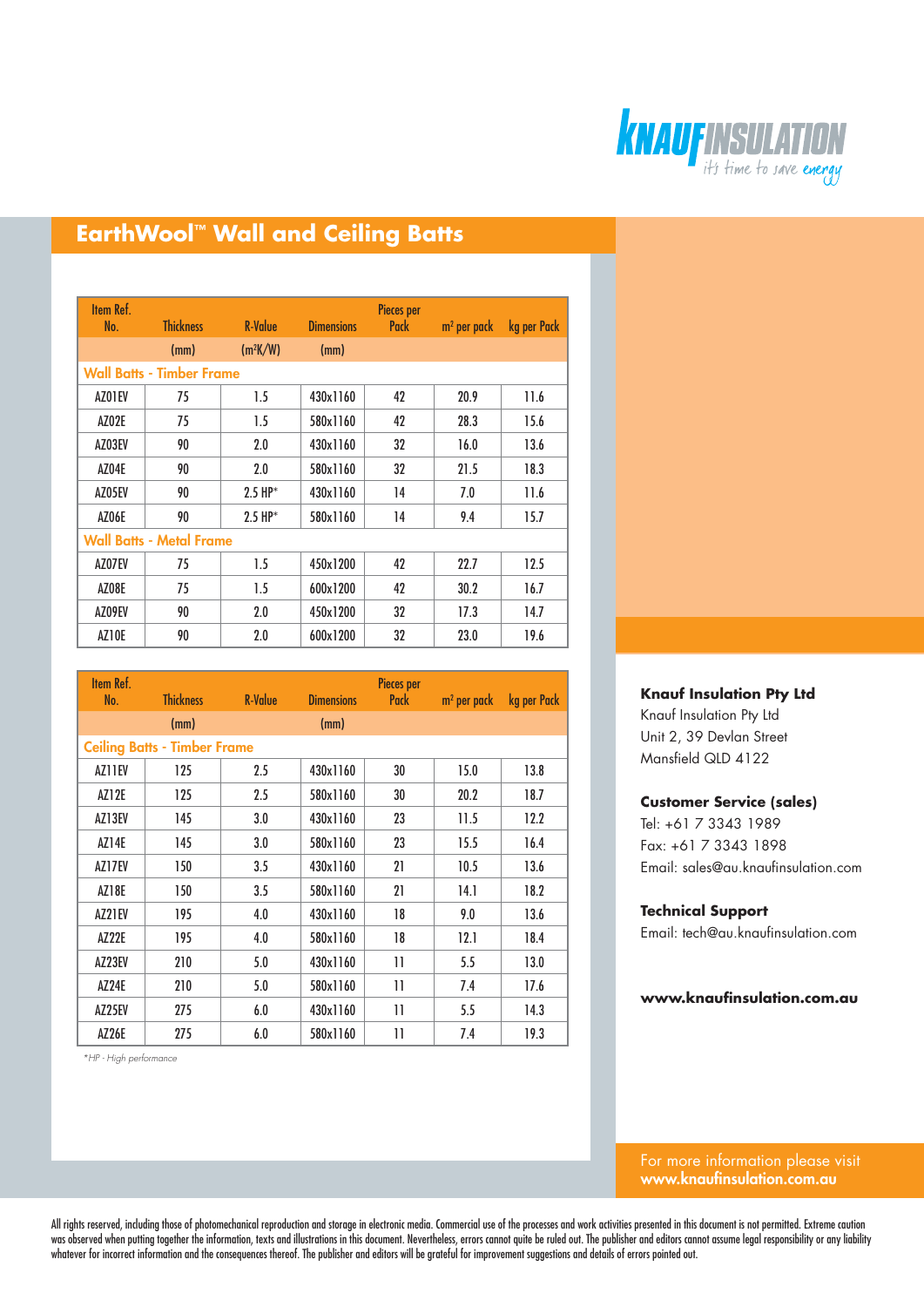KNAUFINSULATION
it's time to save energy

## EarthWool™ Wall and Ceiling Batts

| Item Ref. No. | Thickness (mm) | R-Value ($m^2K/W$) | Dimensions (mm) | Pieces per Pack | $m^2$ per pack | kg per Pack |
|---|---|---|---|---|---|---|
| **Wall Batts - Timber Frame** | | | | | | |
| AZ01EV | 75 | 1.5 | 430x1160 | 42 | 20.9 | 11.6 |
| AZ02E | 75 | 1.5 | 580x1160 | 42 | 28.3 | 15.6 |
| AZ03EV | 90 | 2.0 | 430x1160 | 32 | 16.0 | 13.6 |
| AZ04E | 90 | 2.0 | 580x1160 | 32 | 21.5 | 18.3 |
| AZ05EV | 90 | 2.5 HP* | 430x1160 | 14 | 7.0 | 11.6 |
| AZ06E | 90 | 2.5 HP* | 580x1160 | 14 | 9.4 | 15.7 |
| **Wall Batts - Metal Frame** | | | | | | |
| AZ07EV | 75 | 1.5 | 450x1200 | 42 | 22.7 | 12.5 |
| AZ08E | 75 | 1.5 | 600x1200 | 42 | 30.2 | 16.7 |
| AZ09EV | 90 | 2.0 | 450x1200 | 32 | 17.3 | 14.7 |
| AZ10E | 90 | 2.0 | 600x1200 | 32 | 23.0 | 19.6 |

| Item Ref. No. | Thickness (mm) | R-Value | Dimensions (mm) | Pieces per Pack | $m^2$ per pack | kg per Pack |
|---|---|---|---|---|---|---|
| **Ceiling Batts - Timber Frame** | | | | | | |
| AZ11EV | 125 | 2.5 | 430x1160 | 30 | 15.0 | 13.8 |
| AZ12E | 125 | 2.5 | 580x1160 | 30 | 20.2 | 18.7 |
| AZ13EV | 145 | 3.0 | 430x1160 | 23 | 11.5 | 12.2 |
| AZ14E | 145 | 3.0 | 580x1160 | 23 | 15.5 | 16.4 |
| AZ17EV | 150 | 3.5 | 430x1160 | 21 | 10.5 | 13.6 |
| AZ18E | 150 | 3.5 | 580x1160 | 21 | 14.1 | 18.2 |
| AZ21EV | 195 | 4.0 | 430x1160 | 18 | 9.0 | 13.6 |
| AZ22E | 195 | 4.0 | 580x1160 | 18 | 12.1 | 18.4 |
| AZ23EV | 210 | 5.0 | 430x1160 | 11 | 5.5 | 13.0 |
| AZ24E | 210 | 5.0 | 580x1160 | 11 | 7.4 | 17.6 |
| AZ25EV | 275 | 6.0 | 430x1160 | 11 | 5.5 | 14.3 |
| AZ26E | 275 | 6.0 | 580x1160 | 11 | 7.4 | 19.3 |

*HP - High performance*

**Knauf Insulation Pty Ltd**
Knauf Insulation Pty Ltd
Unit 2, 39 Devlan Street
Mansfield QLD 4122

**Customer Service (sales)**
Tel: +61 7 3343 1989
Fax: +61 7 3343 1898
Email: sales@au.knaufinsulation.com

**Technical Support**
Email: tech@au.knaufinsulation.com

**www.knaufinsulation.com.au**

For more information please visit
**www.knaufinsulation.com.au**

All rights reserved, including those of photomechanical reproduction and storage in electronic media. Commercial use of the processes and work activities presented in this document is not permitted. Extreme caution was observed when putting together the information, texts and illustrations in this document. Nevertheless, errors cannot quite be ruled out. The publisher and editors cannot assume legal responsibility or any liability whatever for incorrect information and the consequences thereof. The publisher and editors will be grateful for improvement suggestions and details of errors pointed out.